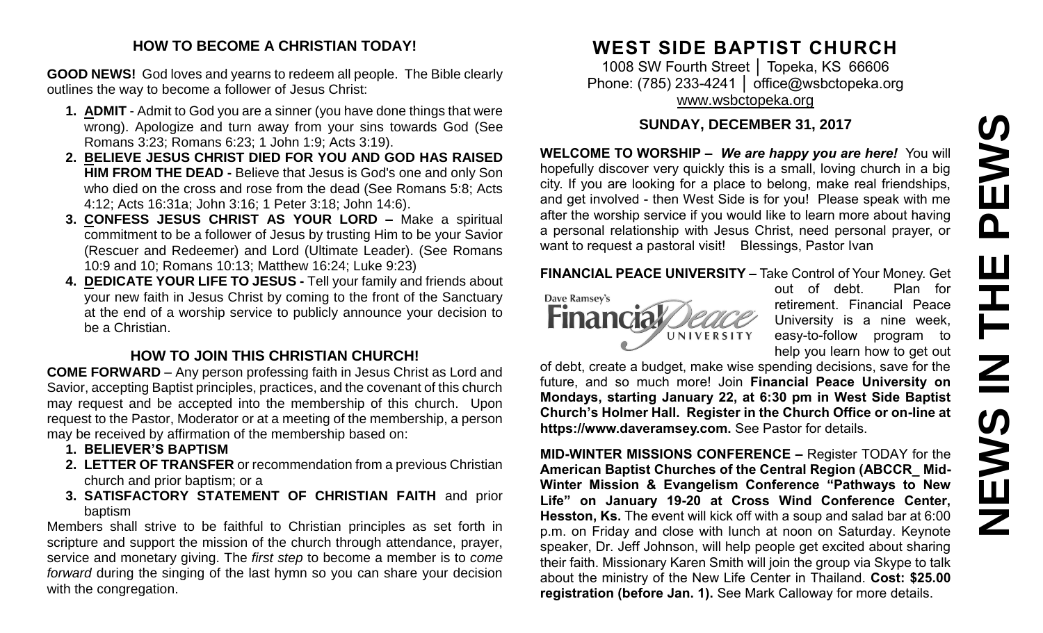## HOW TO BECOME A CHRISTIAN TODAY!

**GOOD NEWS!** God loves and yearns to redeem all people. The Bible clearly outlines the way to become a follower of Jesus Christ:

1. **ADMIT** - Admit to God you are a sinner (you have done things that were wrong). Apologize and turn away from your sins towards God (See Romans 3:23; Romans 6:23; 1 John 1:9; Acts 3:19).
2. **BELIEVE JESUS CHRIST DIED FOR YOU AND GOD HAS RAISED HIM FROM THE DEAD -** Believe that Jesus is God's one and only Son who died on the cross and rose from the dead (See Romans 5:8; Acts 4:12; Acts 16:31a; John 3:16; 1 Peter 3:18; John 14:6).
3. **CONFESS JESUS CHRIST AS YOUR LORD –** Make a spiritual commitment to be a follower of Jesus by trusting Him to be your Savior (Rescuer and Redeemer) and Lord (Ultimate Leader). (See Romans 10:9 and 10; Romans 10:13; Matthew 16:24; Luke 9:23)
4. **DEDICATE YOUR LIFE TO JESUS -** Tell your family and friends about your new faith in Jesus Christ by coming to the front of the Sanctuary at the end of a worship service to publicly announce your decision to be a Christian.

## HOW TO JOIN THIS CHRISTIAN CHURCH!

**COME FORWARD** – Any person professing faith in Jesus Christ as Lord and Savior, accepting Baptist principles, practices, and the covenant of this church may request and be accepted into the membership of this church. Upon request to the Pastor, Moderator or at a meeting of the membership, a person may be received by affirmation of the membership based on:

1. **BELIEVER'S BAPTISM**
2. **LETTER OF TRANSFER** or recommendation from a previous Christian church and prior baptism; or a
3. **SATISFACTORY STATEMENT OF CHRISTIAN FAITH** and prior baptism

Members shall strive to be faithful to Christian principles as set forth in scripture and support the mission of the church through attendance, prayer, service and monetary giving. The *first step* to become a member is to *come forward* during the singing of the last hymn so you can share your decision with the congregation.

# WEST SIDE BAPTIST CHURCH

1008 SW Fourth Street │ Topeka, KS 66606
Phone: (785) 233-4241 │ office@wsbctopeka.org
www.wsbctopeka.org

### SUNDAY, DECEMBER 31, 2017

# NEWS IN THE PEWS

**WELCOME TO WORSHIP –** ***We are happy you are here!*** You will hopefully discover very quickly this is a small, loving church in a big city. If you are looking for a place to belong, make real friendships, and get involved - then West Side is for you! Please speak with me after the worship service if you would like to learn more about having a personal relationship with Jesus Christ, need personal prayer, or want to request a pastoral visit! Blessings, Pastor Ivan

**FINANCIAL PEACE UNIVERSITY –** Take Control of Your Money. Get out of debt. Plan for retirement. Financial Peace University is a nine week, easy-to-follow program to help you learn how to get out of debt, create a budget, make wise spending decisions, save for the future, and so much more! Join **Financial Peace University on Mondays, starting January 22, at 6:30 pm in West Side Baptist Church's Holmer Hall. Register in the Church Office or on-line at https://www.daveramsey.com.** See Pastor for details.

**MID-WINTER MISSIONS CONFERENCE –** Register TODAY for the **American Baptist Churches of the Central Region (ABCCR_ Mid-Winter Mission & Evangelism Conference "Pathways to New Life" on January 19-20 at Cross Wind Conference Center, Hesston, Ks.** The event will kick off with a soup and salad bar at 6:00 p.m. on Friday and close with lunch at noon on Saturday. Keynote speaker, Dr. Jeff Johnson, will help people get excited about sharing their faith. Missionary Karen Smith will join the group via Skype to talk about the ministry of the New Life Center in Thailand. **Cost: $25.00 registration (before Jan. 1).** See Mark Calloway for more details.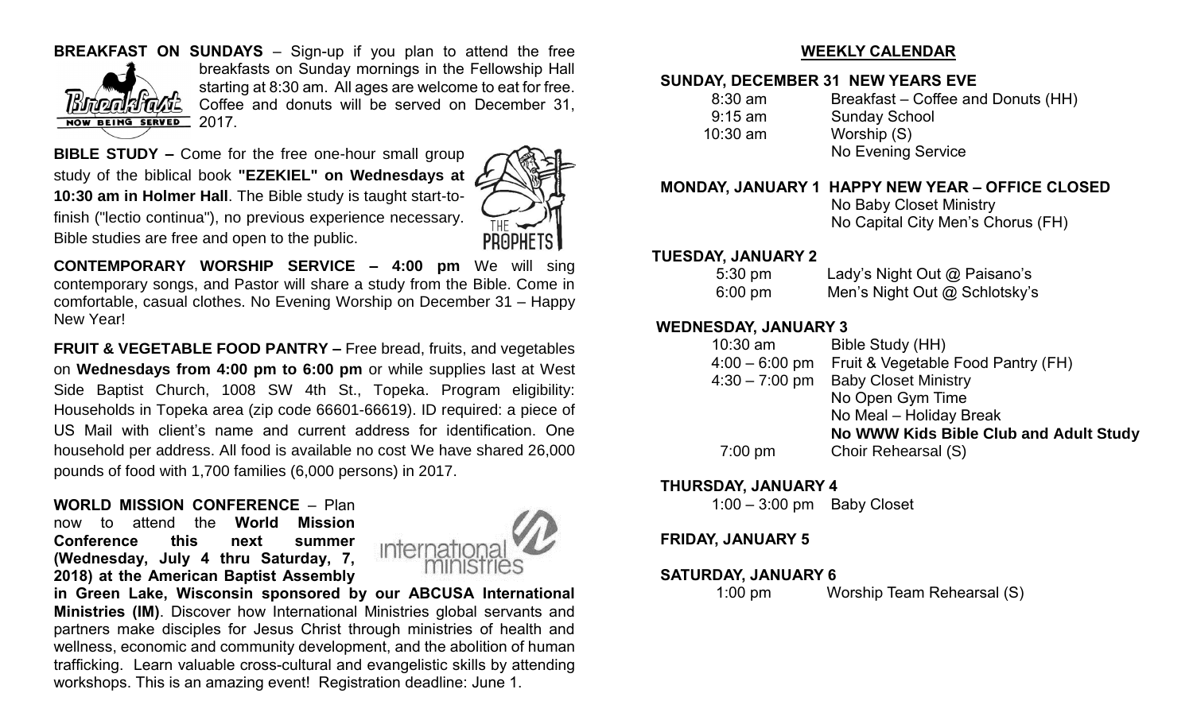**BREAKFAST ON SUNDAYS** – Sign-up if you plan to attend the free breakfasts on Sunday mornings in the Fellowship Hall starting at 8:30 am. All ages are welcome to eat for free. Coffee and donuts will be served on December 31, 2017.

**BIBLE STUDY –** Come for the free one-hour small group study of the biblical book **"EZEKIEL" on Wednesdays at 10:30 am in Holmer Hall**. The Bible study is taught start-to-finish ("lectio continua"), no previous experience necessary. Bible studies are free and open to the public.

**CONTEMPORARY WORSHIP SERVICE – 4:00 pm** We will sing contemporary songs, and Pastor will share a study from the Bible. Come in comfortable, casual clothes. No Evening Worship on December 31 – Happy New Year!

**FRUIT & VEGETABLE FOOD PANTRY –** Free bread, fruits, and vegetables on **Wednesdays from 4:00 pm to 6:00 pm** or while supplies last at West Side Baptist Church, 1008 SW 4th St., Topeka. Program eligibility: Households in Topeka area (zip code 66601-66619). ID required: a piece of US Mail with client's name and current address for identification. One household per address. All food is available no cost We have shared 26,000 pounds of food with 1,700 families (6,000 persons) in 2017.

**WORLD MISSION CONFERENCE** – Plan now to attend the **World Mission Conference this next summer (Wednesday, July 4 thru Saturday, 7, 2018) at the American Baptist Assembly in Green Lake, Wisconsin sponsored by our ABCUSA International Ministries (IM)**. Discover how International Ministries global servants and partners make disciples for Jesus Christ through ministries of health and wellness, economic and community development, and the abolition of human trafficking. Learn valuable cross-cultural and evangelistic skills by attending workshops. This is an amazing event! Registration deadline: June 1.

## WEEKLY CALENDAR

**SUNDAY, DECEMBER 31 NEW YEARS EVE**

| | |
|---|---|
| 8:30 am | Breakfast – Coffee and Donuts (HH) |
| 9:15 am | Sunday School |
| 10:30 am | Worship (S) |
| | No Evening Service |

**MONDAY, JANUARY 1 HAPPY NEW YEAR – OFFICE CLOSED**

No Baby Closet Ministry
No Capital City Men's Chorus (FH)

**TUESDAY, JANUARY 2**

| | |
|---|---|
| 5:30 pm | Lady's Night Out @ Paisano's |
| 6:00 pm | Men's Night Out @ Schlotsky's |

**WEDNESDAY, JANUARY 3**

| | |
|---|---|
| 10:30 am | Bible Study (HH) |
| 4:00 – 6:00 pm | Fruit & Vegetable Food Pantry (FH) |
| 4:30 – 7:00 pm | Baby Closet Ministry |
| | No Open Gym Time |
| | No Meal – Holiday Break |
| | **No WWW Kids Bible Club and Adult Study** |
| 7:00 pm | Choir Rehearsal (S) |

**THURSDAY, JANUARY 4**

| | |
|---|---|
| 1:00 – 3:00 pm | Baby Closet |

**FRIDAY, JANUARY 5**

**SATURDAY, JANUARY 6**

| | |
|---|---|
| 1:00 pm | Worship Team Rehearsal (S) |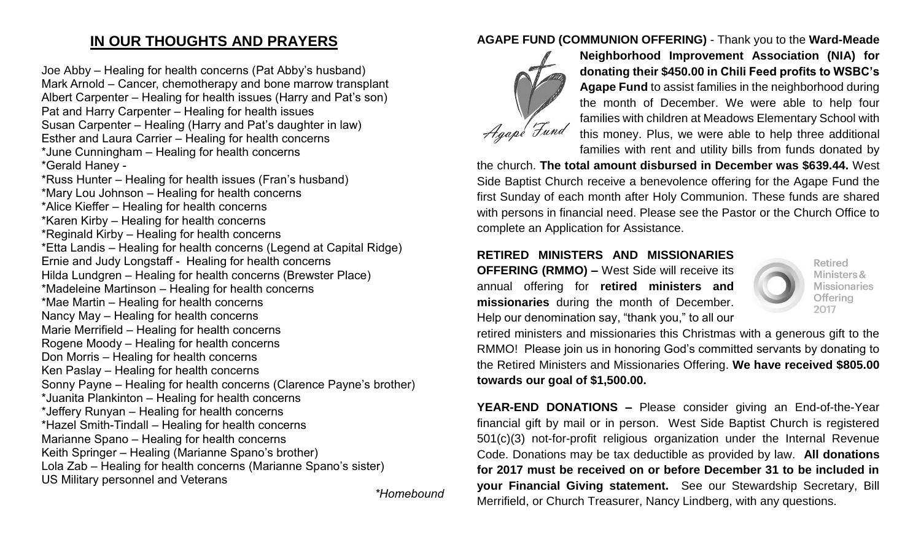## IN OUR THOUGHTS AND PRAYERS

Joe Abby – Healing for health concerns (Pat Abby's husband)
Mark Arnold – Cancer, chemotherapy and bone marrow transplant
Albert Carpenter – Healing for health issues (Harry and Pat's son)
Pat and Harry Carpenter – Healing for health issues
Susan Carpenter – Healing (Harry and Pat's daughter in law)
Esther and Laura Carrier – Healing for health concerns
*June Cunningham – Healing for health concerns
*Gerald Haney -
*Russ Hunter – Healing for health issues (Fran's husband)
*Mary Lou Johnson – Healing for health concerns
*Alice Kieffer – Healing for health concerns
*Karen Kirby – Healing for health concerns
*Reginald Kirby – Healing for health concerns
*Etta Landis – Healing for health concerns (Legend at Capital Ridge)
Ernie and Judy Longstaff - Healing for health concerns
Hilda Lundgren – Healing for health concerns (Brewster Place)
*Madeleine Martinson – Healing for health concerns
*Mae Martin – Healing for health concerns
Nancy May – Healing for health concerns
Marie Merrifield – Healing for health concerns
Rogene Moody – Healing for health concerns
Don Morris – Healing for health concerns
Ken Paslay – Healing for health concerns
Sonny Payne – Healing for health concerns (Clarence Payne's brother)
*Juanita Plankinton – Healing for health concerns
*Jeffery Runyan – Healing for health concerns
*Hazel Smith-Tindall – Healing for health concerns
Marianne Spano – Healing for health concerns
Keith Springer – Healing (Marianne Spano's brother)
Lola Zab – Healing for health concerns (Marianne Spano's sister)
US Military personnel and Veterans

*\*Homebound*

**AGAPE FUND (COMMUNION OFFERING)** - Thank you to the **Ward-Meade Neighborhood Improvement Association (NIA) for donating their $450.00 in Chili Feed profits to WSBC's Agape Fund** to assist families in the neighborhood during the month of December. We were able to help four families with children at Meadows Elementary School with this money. Plus, we were able to help three additional families with rent and utility bills from funds donated by the church. **The total amount disbursed in December was $639.44.** West Side Baptist Church receive a benevolence offering for the Agape Fund the first Sunday of each month after Holy Communion. These funds are shared with persons in financial need. Please see the Pastor or the Church Office to complete an Application for Assistance.

**RETIRED MINISTERS AND MISSIONARIES OFFERING (RMMO) –** West Side will receive its annual offering for **retired ministers and missionaries** during the month of December. Help our denomination say, "thank you," to all our retired ministers and missionaries this Christmas with a generous gift to the RMMO! Please join us in honoring God's committed servants by donating to the Retired Ministers and Missionaries Offering. **We have received $805.00 towards our goal of $1,500.00.**

**YEAR-END DONATIONS –** Please consider giving an End-of-the-Year financial gift by mail or in person. West Side Baptist Church is registered 501(c)(3) not-for-profit religious organization under the Internal Revenue Code. Donations may be tax deductible as provided by law. **All donations for 2017 must be received on or before December 31 to be included in your Financial Giving statement.** See our Stewardship Secretary, Bill Merrifield, or Church Treasurer, Nancy Lindberg, with any questions.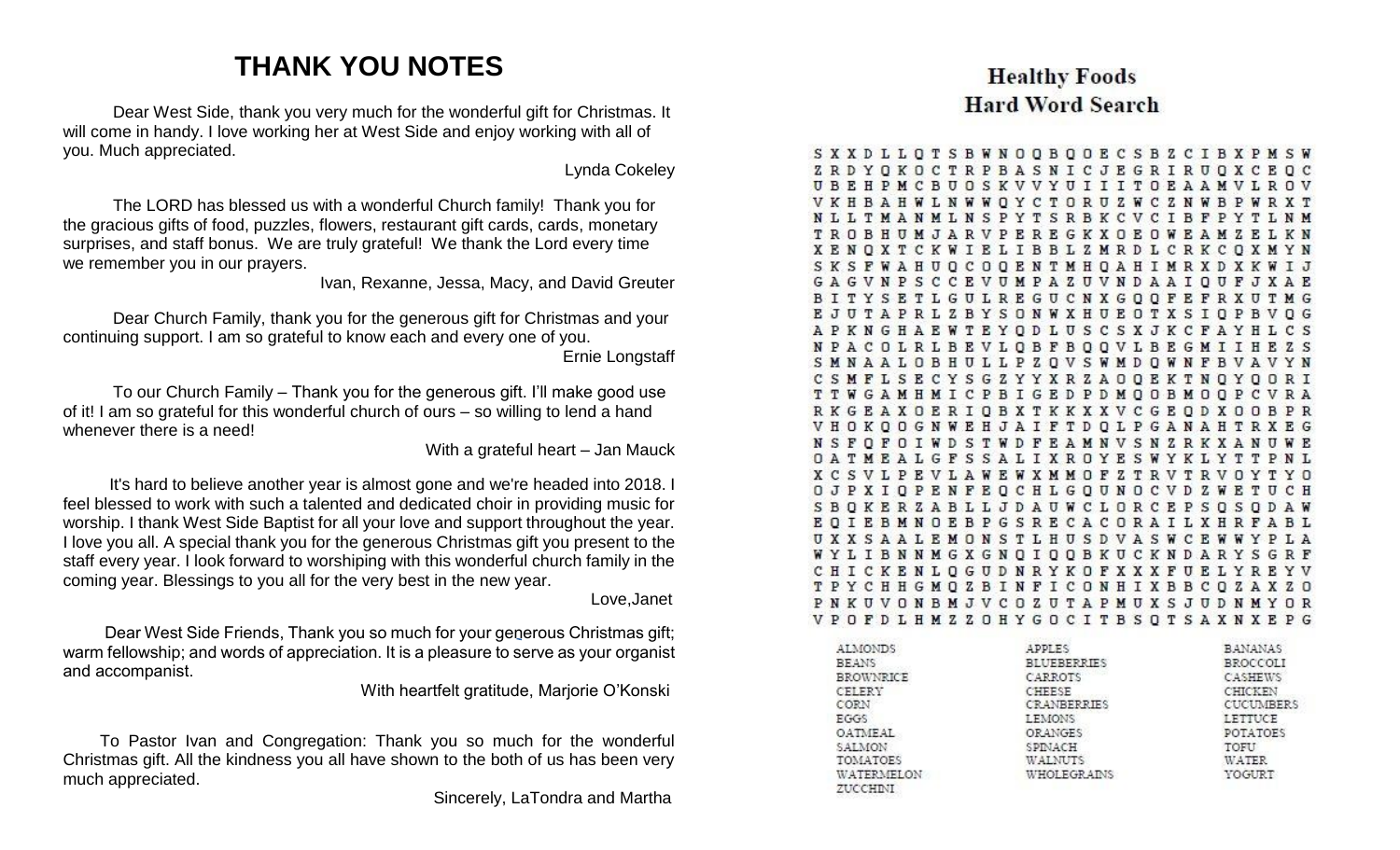# THANK YOU NOTES

Dear West Side, thank you very much for the wonderful gift for Christmas. It will come in handy. I love working her at West Side and enjoy working with all of you. Much appreciated.

Lynda Cokeley

The LORD has blessed us with a wonderful Church family! Thank you for the gracious gifts of food, puzzles, flowers, restaurant gift cards, cards, monetary surprises, and staff bonus. We are truly grateful! We thank the Lord every time we remember you in our prayers.

Ivan, Rexanne, Jessa, Macy, and David Greuter

Dear Church Family, thank you for the generous gift for Christmas and your continuing support. I am so grateful to know each and every one of you.

Ernie Longstaff

To our Church Family – Thank you for the generous gift. I'll make good use of it! I am so grateful for this wonderful church of ours – so willing to lend a hand whenever there is a need!

With a grateful heart – Jan Mauck

It's hard to believe another year is almost gone and we're headed into 2018. I feel blessed to work with such a talented and dedicated choir in providing music for worship. I thank West Side Baptist for all your love and support throughout the year. I love you all. A special thank you for the generous Christmas gift you present to the staff every year. I look forward to worshiping with this wonderful church family in the coming year. Blessings to you all for the very best in the new year.

Love,Janet

Dear West Side Friends, Thank you so much for your generous Christmas gift; warm fellowship; and words of appreciation. It is a pleasure to serve as your organist and accompanist.

With heartfelt gratitude, Marjorie O'Konski

To Pastor Ivan and Congregation: Thank you so much for the wonderful Christmas gift. All the kindness you all have shown to the both of us has been very much appreciated.

Sincerely, LaTondra and Martha

# Healthy Foods
## Hard Word Search

```
S X X D L L Q T S B W N O Q B Q O E C S B Z C I B X P M S W
Z R D Y Q K O C T R P B A S N I C J E G R I R U Q X C E Q C
U B E H P M C B U O S K V V Y U I I I T O E A A M V L R O V
V K H B A H W L N W W Q Y C T O R U Z W C Z N W B P W R X T
N L L T M A N M L N S P Y T S R B K C V C I B F P Y T L N M
T R O B H U M J A R V P E R E G K X O E O W E A M Z E L K N
X E N Q X T C K W I E L I B B L Z M R D L C R K C Q X M Y N
S K S F W A H U Q C O Q E N T M H Q A H I M R X D X K W I J
G A G V N P S C C E V U M P A Z U V N D A A I Q U F J X A E
B I T Y S E T L G U L R E G U C N X G Q Q F E F R X U T M G
E J U T A P R L Z B Y S O N W X H U E O T X S I Q P B V Q G
A P K N G H A E W T E Y Q D L U S C S X J K C F A Y H L C S
N P A C O L R L B E V L Q B F B Q Q V L B E G M I I H E Z S
S M N A A L O B H U L L P Z Q V S W M D Q W N F B V A V Y N
C S M F L S E C Y S G Z Y Y X R Z A Q Q E K T N Q Y Q Q R I
T T W G A M H M I C P B I G E D P D M Q O B M O Q P C V R A
R K G E A X O E R I Q B X T K K X X V C G E Q D X O O B P R
V H O K Q O G N W E H J A I F T D Q L P G A N A H T R X E G
N S F Q F O I W D S T W D F E A M N V S N Z R K X A N U W E
O A T M E A L G F S S A L I X R O Y E S W Y K L Y T T P N L
X C S V L P E V L A W E W X M M O F Z T R V T R V O Y T Y O
O J P X I Q P E N F E Q C H L G Q U N O C V D Z W E T U C H
S B Q K E R Z A B L L J D A U W C L O R C E P S Q S Q D A W
E Q I E B M N O E B P G S R E C A C O R A I L X H R F A B L
U X X S A A L E M O N S T L H U S D V A S W C E W W Y P L A
W Y L I B N N M G X G N Q I Q Q B K U C K N D A R Y S G R F
C H I C K E N L Q G U D N R Y K O F X X X F U E L Y R E Y V
T P Y C H H G M Q Z B I N F I C O N H I X B B C Q Z A X Z O
P N K U V O N B M J V C O Z U T A P M U X S J U D N M Y O R
V P O F D L H M Z Z O H Y G O C I T B S Q T S A X N X E P G
```

| | | |
|---|---|---|
| ALMONDS | APPLES | BANANAS |
| BEANS | BLUEBERRIES | BROCCOLI |
| BROWNRICE | CARROTS | CASHEWS |
| CELERY | CHEESE | CHICKEN |
| CORN | CRANBERRIES | CUCUMBERS |
| EGGS | LEMONS | LETTUCE |
| OATMEAL | ORANGES | POTATOES |
| SALMON | SPINACH | TOFU |
| TOMATOES | WALNUTS | WATER |
| WATERMELON | WHOLEGRAINS | YOGURT |
| ZUCCHINI | | |